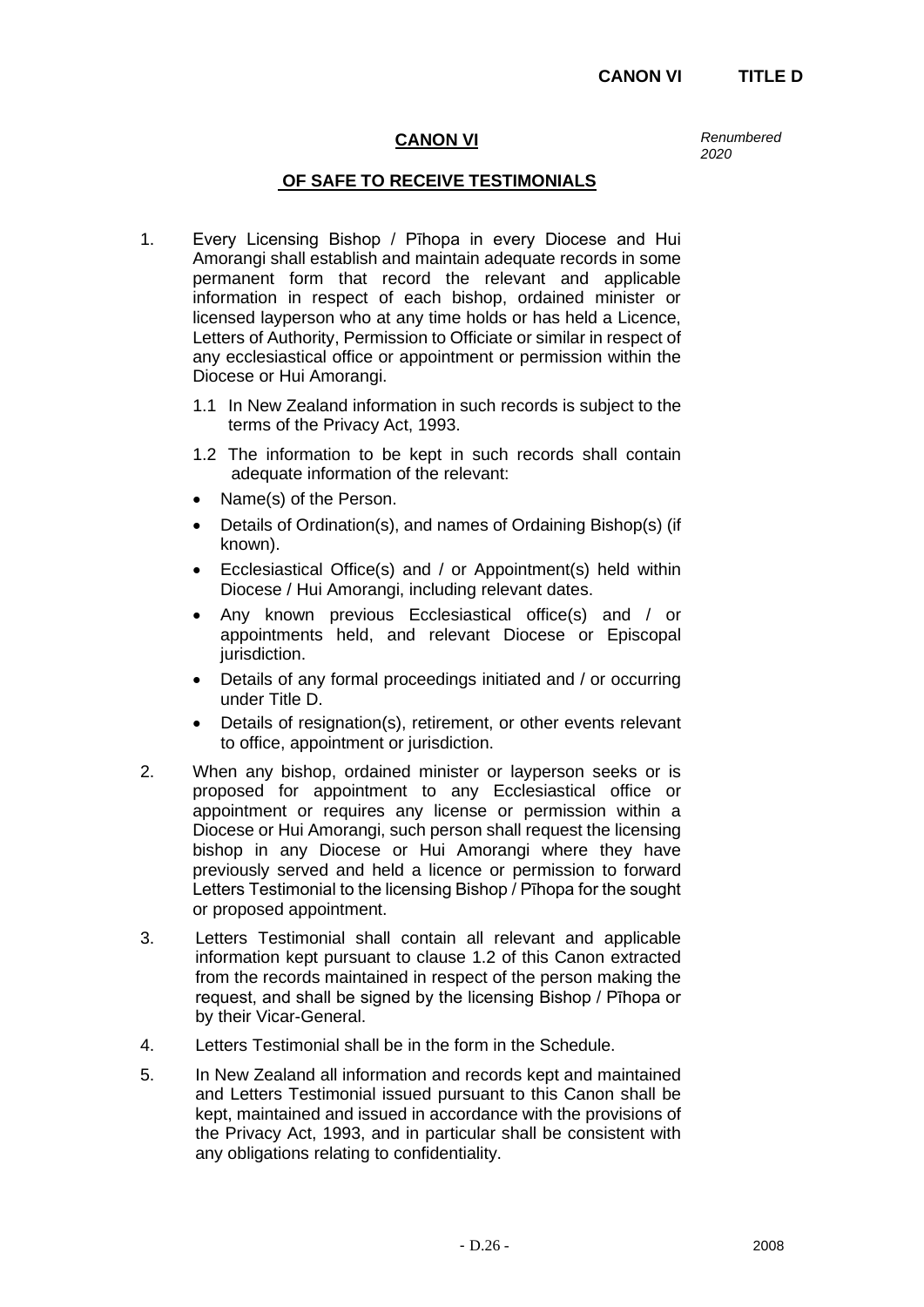## CANON VI

*Renumbered 2020*

### OF SAFE TO RECEIVE TESTIMONIALS

1. Every Licensing Bishop / Pīhopa in every Diocese and Hui Amorangi shall establish and maintain adequate records in some permanent form that record the relevant and applicable information in respect of each bishop, ordained minister or licensed layperson who at any time holds or has held a Licence, Letters of Authority, Permission to Officiate or similar in respect of any ecclesiastical office or appointment or permission within the Diocese or Hui Amorangi.

   1.1 In New Zealand information in such records is subject to the terms of the Privacy Act, 1993.

   1.2 The information to be kept in such records shall contain adequate information of the relevant:

   - Name(s) of the Person.
   - Details of Ordination(s), and names of Ordaining Bishop(s) (if known).
   - Ecclesiastical Office(s) and / or Appointment(s) held within Diocese / Hui Amorangi, including relevant dates.
   - Any known previous Ecclesiastical office(s) and / or appointments held, and relevant Diocese or Episcopal jurisdiction.
   - Details of any formal proceedings initiated and / or occurring under Title D.
   - Details of resignation(s), retirement, or other events relevant to office, appointment or jurisdiction.

2. When any bishop, ordained minister or layperson seeks or is proposed for appointment to any Ecclesiastical office or appointment or requires any license or permission within a Diocese or Hui Amorangi, such person shall request the licensing bishop in any Diocese or Hui Amorangi where they have previously served and held a licence or permission to forward Letters Testimonial to the licensing Bishop / Pīhopa for the sought or proposed appointment.

3. Letters Testimonial shall contain all relevant and applicable information kept pursuant to clause 1.2 of this Canon extracted from the records maintained in respect of the person making the request, and shall be signed by the licensing Bishop / Pīhopa or by their Vicar-General.

4. Letters Testimonial shall be in the form in the Schedule.

5. In New Zealand all information and records kept and maintained and Letters Testimonial issued pursuant to this Canon shall be kept, maintained and issued in accordance with the provisions of the Privacy Act, 1993, and in particular shall be consistent with any obligations relating to confidentiality.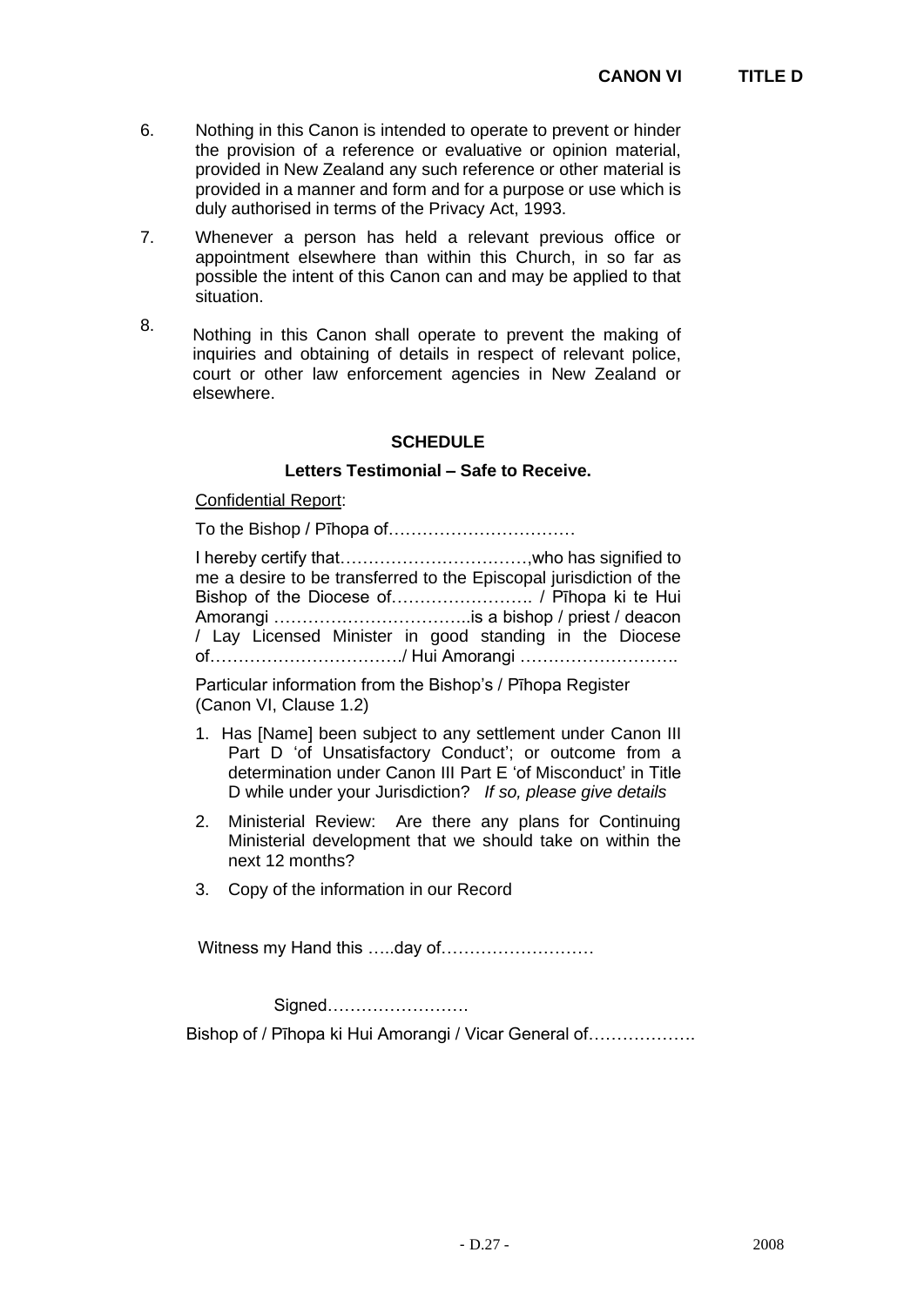6. Nothing in this Canon is intended to operate to prevent or hinder the provision of a reference or evaluative or opinion material, provided in New Zealand any such reference or other material is provided in a manner and form and for a purpose or use which is duly authorised in terms of the Privacy Act, 1993.

7. Whenever a person has held a relevant previous office or appointment elsewhere than within this Church, in so far as possible the intent of this Canon can and may be applied to that situation.

8. Nothing in this Canon shall operate to prevent the making of inquiries and obtaining of details in respect of relevant police, court or other law enforcement agencies in New Zealand or elsewhere.

## SCHEDULE

### Letters Testimonial – Safe to Receive.

Confidential Report:

To the Bishop / Pīhopa of……………………………

I hereby certify that……………………………,who has signified to me a desire to be transferred to the Episcopal jurisdiction of the Bishop of the Diocese of……………………. / Pīhopa ki te Hui Amorangi ……………………………..is a bishop / priest / deacon / Lay Licensed Minister in good standing in the Diocese of……………………………./ Hui Amorangi ……………………….

Particular information from the Bishop's / Pīhopa Register (Canon VI, Clause 1.2)

1. Has [Name] been subject to any settlement under Canon III Part D 'of Unsatisfactory Conduct'; or outcome from a determination under Canon III Part E 'of Misconduct' in Title D while under your Jurisdiction? *If so, please give details*
2. Ministerial Review: Are there any plans for Continuing Ministerial development that we should take on within the next 12 months?
3. Copy of the information in our Record

Witness my Hand this …..day of………………………

Signed…………………….

Bishop of / Pīhopa ki Hui Amorangi / Vicar General of……………….